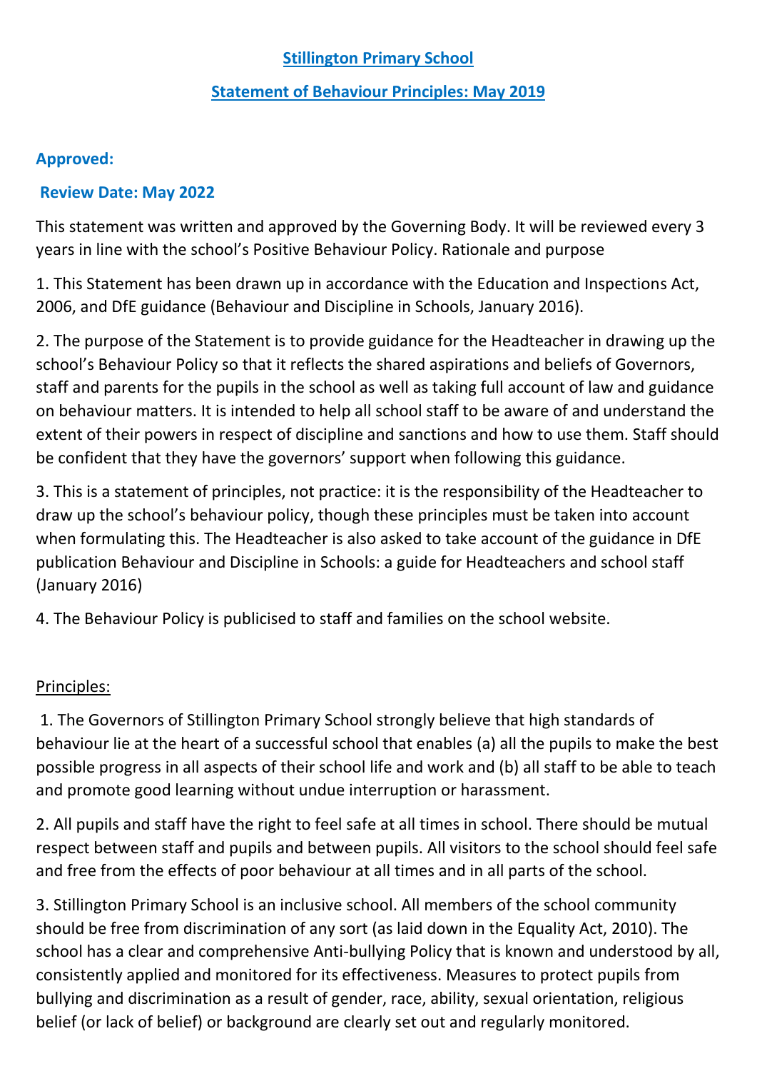# Stillington Primary School

## Statement of Behaviour Principles: May 2019

**Approved:**

**Review Date: May 2022**

This statement was written and approved by the Governing Body. It will be reviewed every 3 years in line with the school's Positive Behaviour Policy. Rationale and purpose

1. This Statement has been drawn up in accordance with the Education and Inspections Act, 2006, and DfE guidance (Behaviour and Discipline in Schools, January 2016).

2. The purpose of the Statement is to provide guidance for the Headteacher in drawing up the school's Behaviour Policy so that it reflects the shared aspirations and beliefs of Governors, staff and parents for the pupils in the school as well as taking full account of law and guidance on behaviour matters. It is intended to help all school staff to be aware of and understand the extent of their powers in respect of discipline and sanctions and how to use them. Staff should be confident that they have the governors' support when following this guidance.

3. This is a statement of principles, not practice: it is the responsibility of the Headteacher to draw up the school's behaviour policy, though these principles must be taken into account when formulating this. The Headteacher is also asked to take account of the guidance in DfE publication Behaviour and Discipline in Schools: a guide for Headteachers and school staff (January 2016)

4. The Behaviour Policy is publicised to staff and families on the school website.

Principles:

1. The Governors of Stillington Primary School strongly believe that high standards of behaviour lie at the heart of a successful school that enables (a) all the pupils to make the best possible progress in all aspects of their school life and work and (b) all staff to be able to teach and promote good learning without undue interruption or harassment.

2. All pupils and staff have the right to feel safe at all times in school. There should be mutual respect between staff and pupils and between pupils. All visitors to the school should feel safe and free from the effects of poor behaviour at all times and in all parts of the school.

3. Stillington Primary School is an inclusive school. All members of the school community should be free from discrimination of any sort (as laid down in the Equality Act, 2010). The school has a clear and comprehensive Anti-bullying Policy that is known and understood by all, consistently applied and monitored for its effectiveness. Measures to protect pupils from bullying and discrimination as a result of gender, race, ability, sexual orientation, religious belief (or lack of belief) or background are clearly set out and regularly monitored.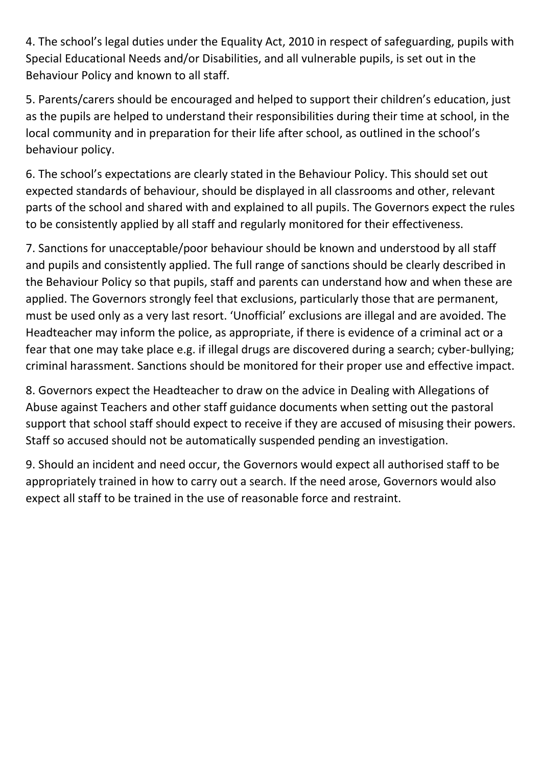4. The school's legal duties under the Equality Act, 2010 in respect of safeguarding, pupils with Special Educational Needs and/or Disabilities, and all vulnerable pupils, is set out in the Behaviour Policy and known to all staff.

5. Parents/carers should be encouraged and helped to support their children's education, just as the pupils are helped to understand their responsibilities during their time at school, in the local community and in preparation for their life after school, as outlined in the school's behaviour policy.

6. The school's expectations are clearly stated in the Behaviour Policy. This should set out expected standards of behaviour, should be displayed in all classrooms and other, relevant parts of the school and shared with and explained to all pupils. The Governors expect the rules to be consistently applied by all staff and regularly monitored for their effectiveness.

7. Sanctions for unacceptable/poor behaviour should be known and understood by all staff and pupils and consistently applied. The full range of sanctions should be clearly described in the Behaviour Policy so that pupils, staff and parents can understand how and when these are applied. The Governors strongly feel that exclusions, particularly those that are permanent, must be used only as a very last resort. 'Unofficial' exclusions are illegal and are avoided. The Headteacher may inform the police, as appropriate, if there is evidence of a criminal act or a fear that one may take place e.g. if illegal drugs are discovered during a search; cyber-bullying; criminal harassment. Sanctions should be monitored for their proper use and effective impact.

8. Governors expect the Headteacher to draw on the advice in Dealing with Allegations of Abuse against Teachers and other staff guidance documents when setting out the pastoral support that school staff should expect to receive if they are accused of misusing their powers. Staff so accused should not be automatically suspended pending an investigation.

9. Should an incident and need occur, the Governors would expect all authorised staff to be appropriately trained in how to carry out a search. If the need arose, Governors would also expect all staff to be trained in the use of reasonable force and restraint.